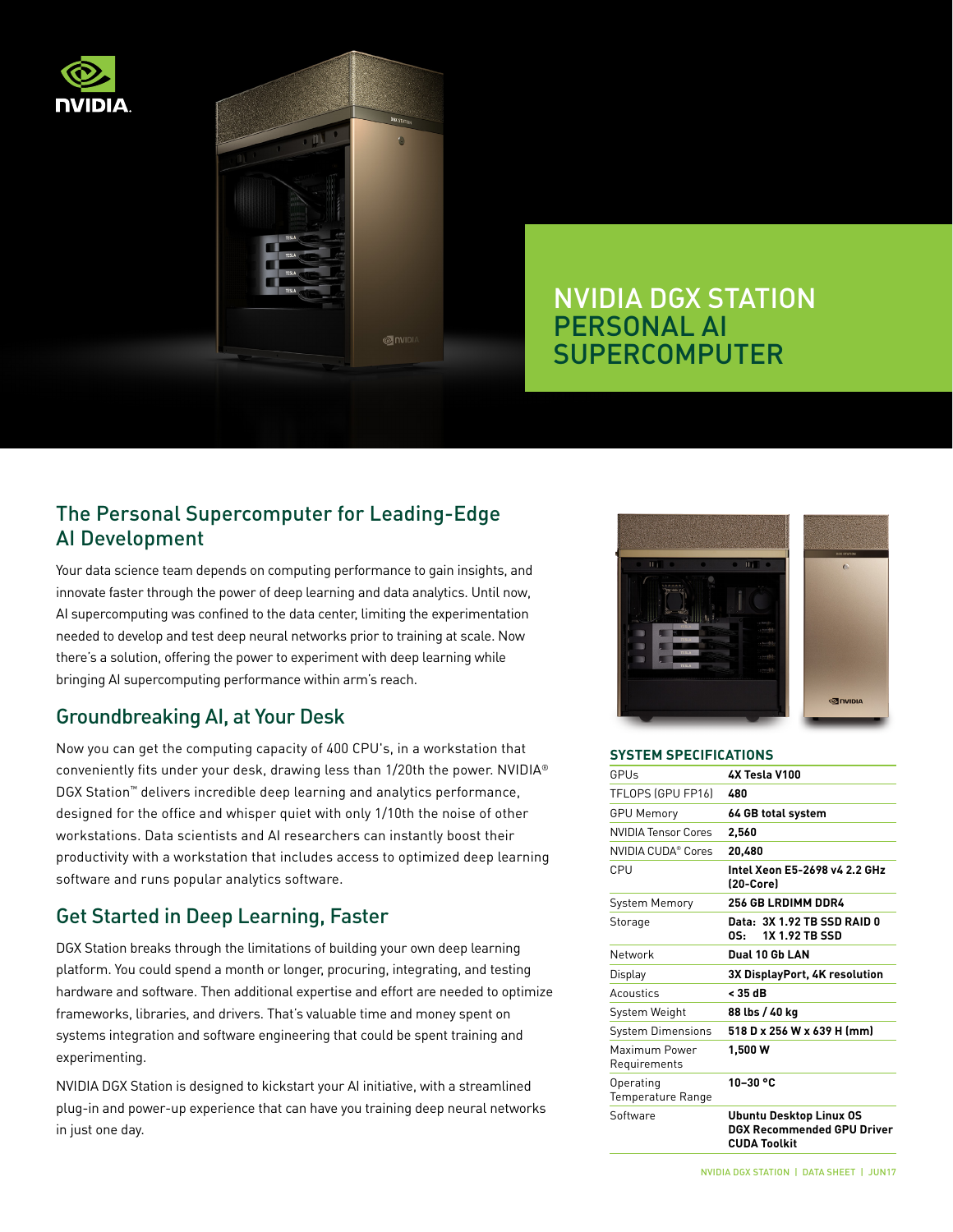# NVIDIA DGX STATION PERSONAL AI SUPERCOMPUTER

## The Personal Supercomputer for Leading-Edge AI Development

Your data science team depends on computing performance to gain insights, and innovate faster through the power of deep learning and data analytics. Until now, AI supercomputing was confined to the data center, limiting the experimentation needed to develop and test deep neural networks prior to training at scale. Now there's a solution, offering the power to experiment with deep learning while bringing AI supercomputing performance within arm's reach.

## Groundbreaking AI, at Your Desk

Now you can get the computing capacity of 400 CPU's, in a workstation that conveniently fits under your desk, drawing less than 1/20th the power. NVIDIA® DGX Station™ delivers incredible deep learning and analytics performance, designed for the office and whisper quiet with only 1/10th the noise of other workstations. Data scientists and AI researchers can instantly boost their productivity with a workstation that includes access to optimized deep learning software and runs popular analytics software.

## Get Started in Deep Learning, Faster

DGX Station breaks through the limitations of building your own deep learning platform. You could spend a month or longer, procuring, integrating, and testing hardware and software. Then additional expertise and effort are needed to optimize frameworks, libraries, and drivers. That's valuable time and money spent on systems integration and software engineering that could be spent training and experimenting.

NVIDIA DGX Station is designed to kickstart your AI initiative, with a streamlined plug-in and power-up experience that can have you training deep neural networks in just one day.

### SYSTEM SPECIFICATIONS

| | |
|---|---|
| GPUs | **4X Tesla V100** |
| TFLOPS (GPU FP16) | **480** |
| GPU Memory | **64 GB total system** |
| NVIDIA Tensor Cores | **2,560** |
| NVIDIA CUDA® Cores | **20,480** |
| CPU | **Intel Xeon E5-2698 v4 2.2 GHz (20-Core)** |
| System Memory | **256 GB LRDIMM DDR4** |
| Storage | **Data: 3X 1.92 TB SSD RAID 0**<br>**OS: 1X 1.92 TB SSD** |
| Network | **Dual 10 Gb LAN** |
| Display | **3X DisplayPort, 4K resolution** |
| Acoustics | **< 35 dB** |
| System Weight | **88 lbs / 40 kg** |
| System Dimensions | **518 D x 256 W x 639 H (mm)** |
| Maximum Power Requirements | **1,500 W** |
| Operating Temperature Range | **10–30 °C** |
| Software | **Ubuntu Desktop Linux OS**<br>**DGX Recommended GPU Driver**<br>**CUDA Toolkit** |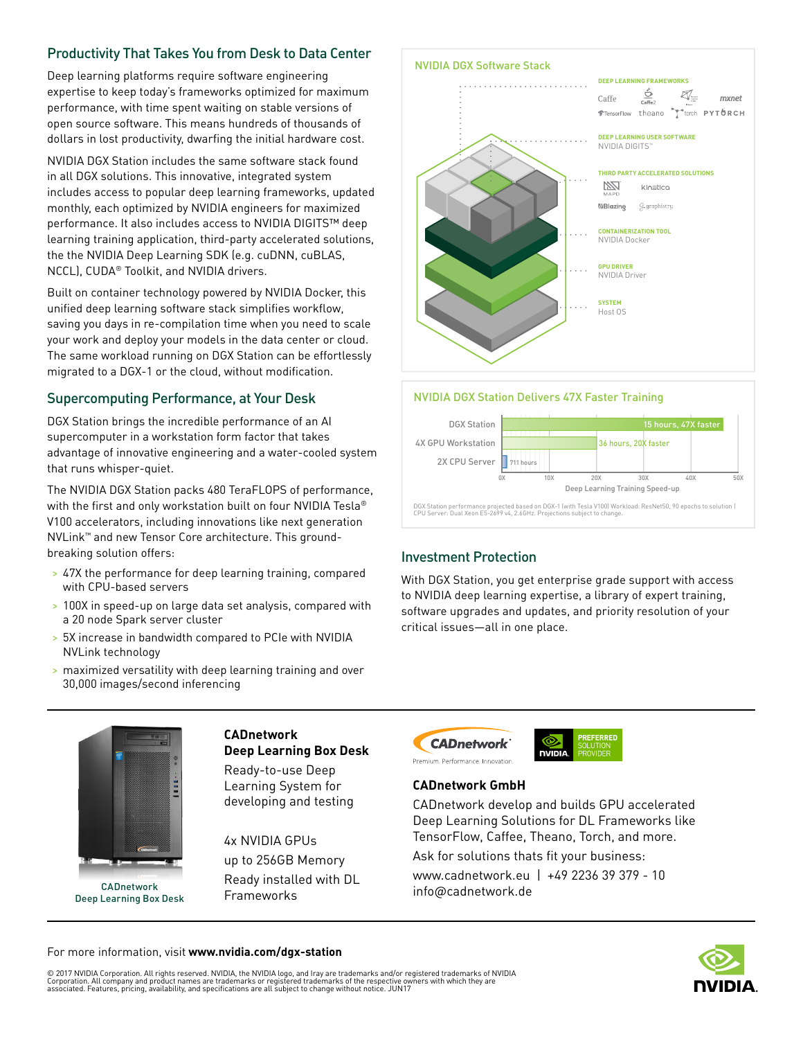## Productivity That Takes You from Desk to Data Center

Deep learning platforms require software engineering expertise to keep today's frameworks optimized for maximum performance, with time spent waiting on stable versions of open source software. This means hundreds of thousands of dollars in lost productivity, dwarfing the initial hardware cost.

NVIDIA DGX Station includes the same software stack found in all DGX solutions. This innovative, integrated system includes access to popular deep learning frameworks, updated monthly, each optimized by NVIDIA engineers for maximized performance. It also includes access to NVIDIA DIGITS™ deep learning training application, third-party accelerated solutions, the NVIDIA Deep Learning SDK (e.g. cuDNN, cuBLAS, NCCL), CUDA® Toolkit, and NVIDIA drivers.

Built on container technology powered by NVIDIA Docker, this unified deep learning software stack simplifies workflow, saving you days in re-compilation time when you need to scale your work and deploy your models in the data center or cloud. The same workload running on DGX Station can be effortlessly migrated to a DGX-1 or the cloud, without modification.

## Supercomputing Performance, at Your Desk

DGX Station brings the incredible performance of an AI supercomputer in a workstation form factor that takes advantage of innovative engineering and a water-cooled system that runs whisper-quiet.

The NVIDIA DGX Station packs 480 TeraFLOPS of performance, with the first and only workstation built on four NVIDIA Tesla® V100 accelerators, including innovations like next generation NVLink™ and new Tensor Core architecture. This ground-breaking solution offers:

- 47X the performance for deep learning training, compared with CPU-based servers
- 100X in speed-up on large data set analysis, compared with a 20 node Spark server cluster
- 5X increase in bandwidth compared to PCIe with NVIDIA NVLink technology
- maximized versatility with deep learning training and over 30,000 images/second inferencing

### NVIDIA DGX Software Stack

DEEP LEARNING FRAMEWORKS
Caffe, Caffe2, TensorFlow, theano, torch, mxnet, PYTORCH

DEEP LEARNING USER SOFTWARE
NVIDIA DIGITS™

THIRD PARTY ACCELERATED SOLUTIONS
MAPD, kinetica, Blazing, graphistry

CONTAINERIZATION TOOL
NVIDIA Docker

GPU DRIVER
NVIDIA Driver

SYSTEM
Host OS

### NVIDIA DGX Station Delivers 47X Faster Training

DGX Station — 15 hours, 47X faster
4X GPU Workstation — 36 hours, 20X faster
2X CPU Server — 711 hours

0X 10X 20X 30X 40X 50X
Deep Learning Training Speed-up

DGX Station performance projected based on DGX-1 (with Tesla V100) Workload: ResNet50, 90 epochs to solution | CPU Server: Dual Xeon E5-2699 v4, 2.6GHz. Projections subject to change.

## Investment Protection

With DGX Station, you get enterprise grade support with access to NVIDIA deep learning expertise, a library of expert training, software upgrades and updates, and priority resolution of your critical issues—all in one place.

CADnetwork
Deep Learning Box Desk

**CADnetwork**
**Deep Learning Box Desk**

Ready-to-use Deep Learning System for developing and testing

4x NVIDIA GPUs
up to 256GB Memory
Ready installed with DL Frameworks

CADnetwork — Premium. Performance. Innovation.
NVIDIA PREFERRED SOLUTION PROVIDER

**CADnetwork GmbH**

CADnetwork develop and builds GPU accelerated Deep Learning Solutions for DL Frameworks like TensorFlow, Caffee, Theano, Torch, and more.

Ask for solutions thats fit your business:

www.cadnetwork.eu | +49 2236 39 379 - 10
info@cadnetwork.de

For more information, visit **www.nvidia.com/dgx-station**

© 2017 NVIDIA Corporation. All rights reserved. NVIDIA, the NVIDIA logo, and Iray are trademarks and/or registered trademarks of NVIDIA Corporation. All company and product names are trademarks or registered trademarks of the respective owners with which they are associated. Features, pricing, availability, and specifications are all subject to change without notice. JUN17